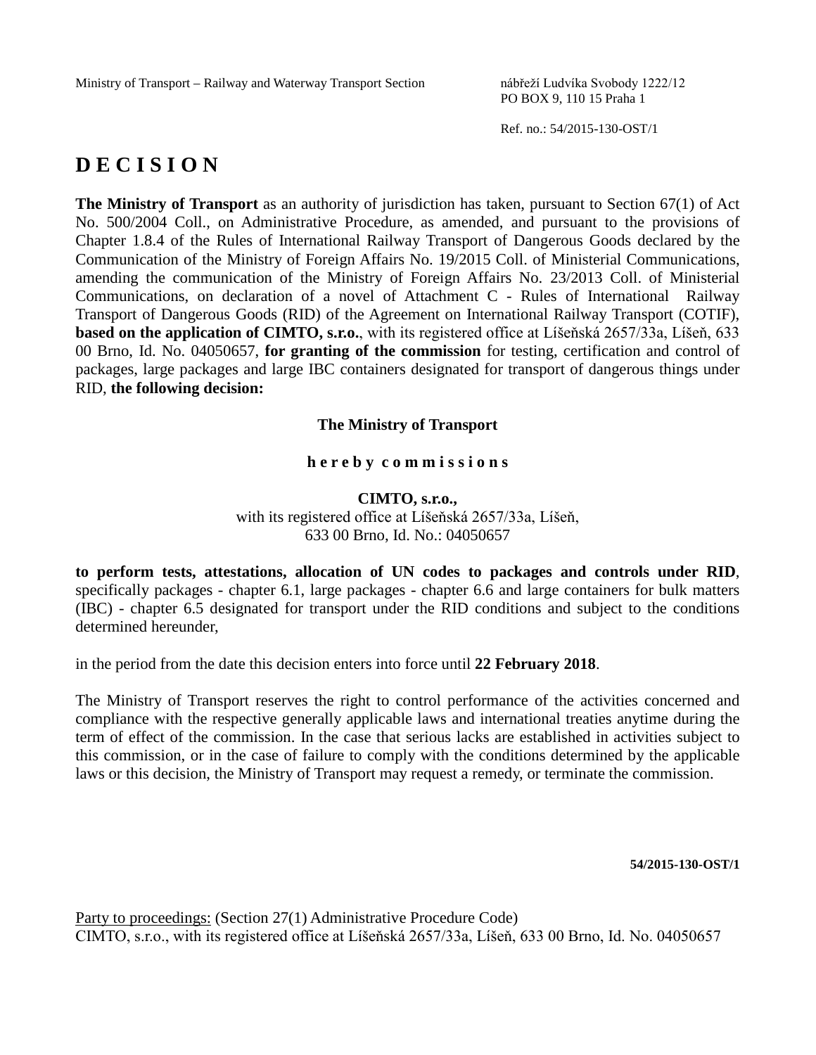Ministry of Transport – Railway and Waterway Transport Section

nábřeží Ludvíka Svobody 1222/12
PO BOX 9, 110 15 Praha 1

Ref. no.: 54/2015-130-OST/1

# D E C I S I O N

**The Ministry of Transport** as an authority of jurisdiction has taken, pursuant to Section 67(1) of Act No. 500/2004 Coll., on Administrative Procedure, as amended, and pursuant to the provisions of Chapter 1.8.4 of the Rules of International Railway Transport of Dangerous Goods declared by the Communication of the Ministry of Foreign Affairs No. 19/2015 Coll. of Ministerial Communications, amending the communication of the Ministry of Foreign Affairs No. 23/2013 Coll. of Ministerial Communications, on declaration of a novel of Attachment C - Rules of International Railway Transport of Dangerous Goods (RID) of the Agreement on International Railway Transport (COTIF), **based on the application of CIMTO, s.r.o.**, with its registered office at Líšeňská 2657/33a, Líšeň, 633 00 Brno, Id. No. 04050657, **for granting of the commission** for testing, certification and control of packages, large packages and large IBC containers designated for transport of dangerous things under RID, **the following decision:**

**The Ministry of Transport**

**h e r e b y c o m m i s s i o n s**

**CIMTO, s.r.o.,**
with its registered office at Líšeňská 2657/33a, Líšeň,
633 00 Brno, Id. No.: 04050657

**to perform tests, attestations, allocation of UN codes to packages and controls under RID**, specifically packages - chapter 6.1, large packages - chapter 6.6 and large containers for bulk matters (IBC) - chapter 6.5 designated for transport under the RID conditions and subject to the conditions determined hereunder,

in the period from the date this decision enters into force until **22 February 2018**.

The Ministry of Transport reserves the right to control performance of the activities concerned and compliance with the respective generally applicable laws and international treaties anytime during the term of effect of the commission. In the case that serious lacks are established in activities subject to this commission, or in the case of failure to comply with the conditions determined by the applicable laws or this decision, the Ministry of Transport may request a remedy, or terminate the commission.

**54/2015-130-OST/1**

Party to proceedings: (Section 27(1) Administrative Procedure Code)
CIMTO, s.r.o., with its registered office at Líšeňská 2657/33a, Líšeň, 633 00 Brno, Id. No. 04050657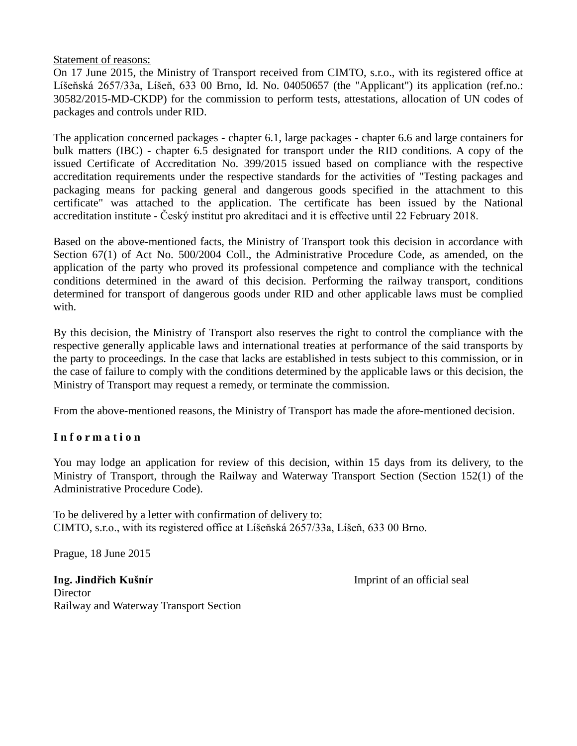Statement of reasons:

On 17 June 2015, the Ministry of Transport received from CIMTO, s.r.o., with its registered office at Líšeňská 2657/33a, Líšeň, 633 00 Brno, Id. No. 04050657 (the "Applicant") its application (ref.no.: 30582/2015-MD-CKDP) for the commission to perform tests, attestations, allocation of UN codes of packages and controls under RID.

The application concerned packages - chapter 6.1, large packages - chapter 6.6 and large containers for bulk matters (IBC) - chapter 6.5 designated for transport under the RID conditions. A copy of the issued Certificate of Accreditation No. 399/2015 issued based on compliance with the respective accreditation requirements under the respective standards for the activities of "Testing packages and packaging means for packing general and dangerous goods specified in the attachment to this certificate" was attached to the application. The certificate has been issued by the National accreditation institute - Český institut pro akreditaci and it is effective until 22 February 2018.

Based on the above-mentioned facts, the Ministry of Transport took this decision in accordance with Section 67(1) of Act No. 500/2004 Coll., the Administrative Procedure Code, as amended, on the application of the party who proved its professional competence and compliance with the technical conditions determined in the award of this decision. Performing the railway transport, conditions determined for transport of dangerous goods under RID and other applicable laws must be complied with.

By this decision, the Ministry of Transport also reserves the right to control the compliance with the respective generally applicable laws and international treaties at performance of the said transports by the party to proceedings. In the case that lacks are established in tests subject to this commission, or in the case of failure to comply with the conditions determined by the applicable laws or this decision, the Ministry of Transport may request a remedy, or terminate the commission.

From the above-mentioned reasons, the Ministry of Transport has made the afore-mentioned decision.

**I n f o r m a t i o n**

You may lodge an application for review of this decision, within 15 days from its delivery, to the Ministry of Transport, through the Railway and Waterway Transport Section (Section 152(1) of the Administrative Procedure Code).

To be delivered by a letter with confirmation of delivery to:

CIMTO, s.r.o., with its registered office at Líšeňská 2657/33a, Líšeň, 633 00 Brno.

Prague, 18 June 2015

**Ing. Jindřich Kušnír**
Director
Railway and Waterway Transport Section

Imprint of an official seal